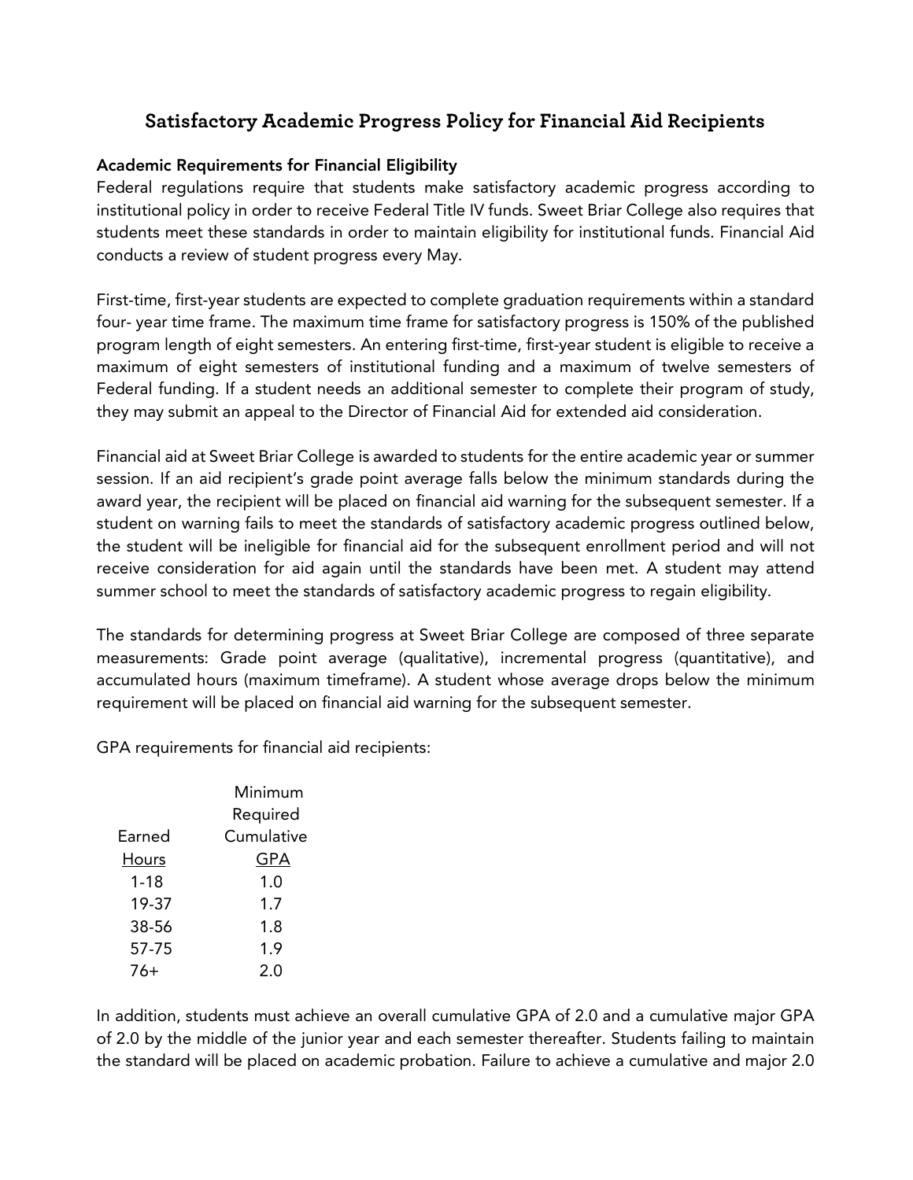# Satisfactory Academic Progress Policy for Financial Aid Recipients

### Academic Requirements for Financial Eligibility

Federal regulations require that students make satisfactory academic progress according to institutional policy in order to receive Federal Title IV funds. Sweet Briar College also requires that students meet these standards in order to maintain eligibility for institutional funds. Financial Aid conducts a review of student progress every May.

First-time, first-year students are expected to complete graduation requirements within a standard four- year time frame. The maximum time frame for satisfactory progress is 150% of the published program length of eight semesters. An entering first-time, first-year student is eligible to receive a maximum of eight semesters of institutional funding and a maximum of twelve semesters of Federal funding. If a student needs an additional semester to complete their program of study, they may submit an appeal to the Director of Financial Aid for extended aid consideration.

Financial aid at Sweet Briar College is awarded to students for the entire academic year or summer session. If an aid recipient's grade point average falls below the minimum standards during the award year, the recipient will be placed on financial aid warning for the subsequent semester. If a student on warning fails to meet the standards of satisfactory academic progress outlined below, the student will be ineligible for financial aid for the subsequent enrollment period and will not receive consideration for aid again until the standards have been met. A student may attend summer school to meet the standards of satisfactory academic progress to regain eligibility.

The standards for determining progress at Sweet Briar College are composed of three separate measurements: Grade point average (qualitative), incremental progress (quantitative), and accumulated hours (maximum timeframe). A student whose average drops below the minimum requirement will be placed on financial aid warning for the subsequent semester.

GPA requirements for financial aid recipients:

| Earned Hours | Minimum Required Cumulative GPA |
|---|---|
| 1-18 | 1.0 |
| 19-37 | 1.7 |
| 38-56 | 1.8 |
| 57-75 | 1.9 |
| 76+ | 2.0 |

In addition, students must achieve an overall cumulative GPA of 2.0 and a cumulative major GPA of 2.0 by the middle of the junior year and each semester thereafter. Students failing to maintain the standard will be placed on academic probation. Failure to achieve a cumulative and major 2.0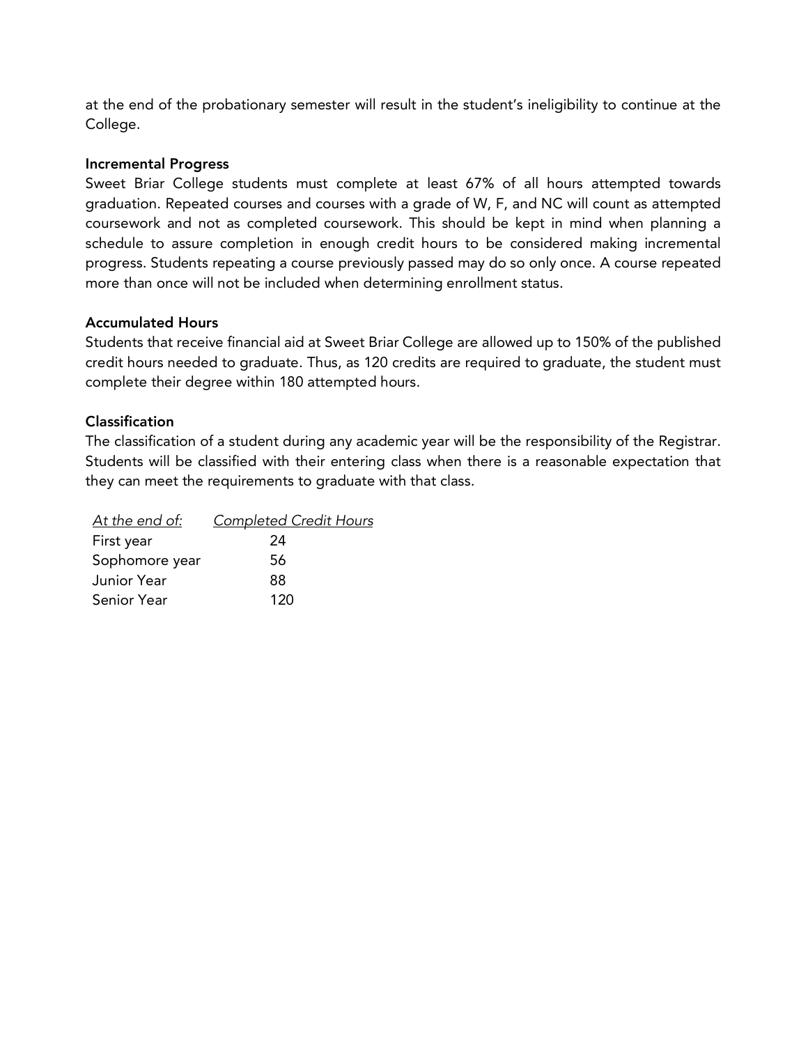at the end of the probationary semester will result in the student's ineligibility to continue at the College.

**Incremental Progress**

Sweet Briar College students must complete at least 67% of all hours attempted towards graduation. Repeated courses and courses with a grade of W, F, and NC will count as attempted coursework and not as completed coursework. This should be kept in mind when planning a schedule to assure completion in enough credit hours to be considered making incremental progress. Students repeating a course previously passed may do so only once. A course repeated more than once will not be included when determining enrollment status.

**Accumulated Hours**

Students that receive financial aid at Sweet Briar College are allowed up to 150% of the published credit hours needed to graduate. Thus, as 120 credits are required to graduate, the student must complete their degree within 180 attempted hours.

**Classification**

The classification of a student during any academic year will be the responsibility of the Registrar. Students will be classified with their entering class when there is a reasonable expectation that they can meet the requirements to graduate with that class.

| *At the end of:* | *Completed Credit Hours* |
| --- | --- |
| First year | 24 |
| Sophomore year | 56 |
| Junior Year | 88 |
| Senior Year | 120 |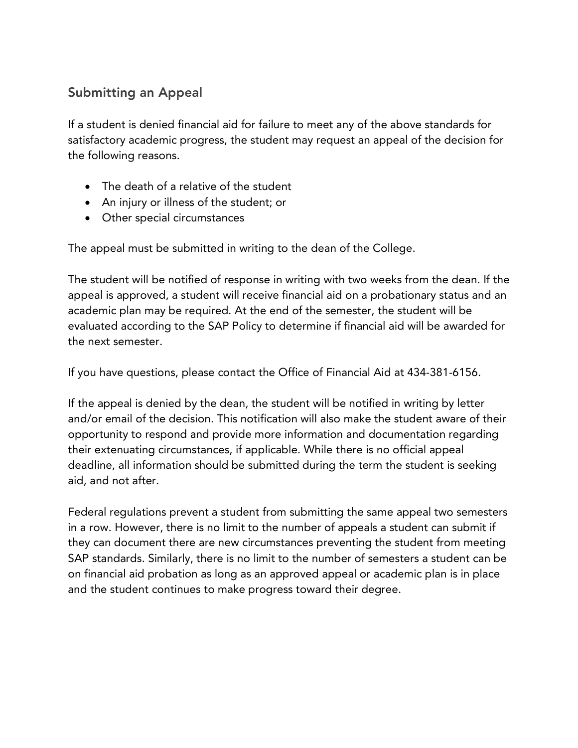## Submitting an Appeal

If a student is denied financial aid for failure to meet any of the above standards for satisfactory academic progress, the student may request an appeal of the decision for the following reasons.

- The death of a relative of the student
- An injury or illness of the student; or
- Other special circumstances

The appeal must be submitted in writing to the dean of the College.

The student will be notified of response in writing with two weeks from the dean. If the appeal is approved, a student will receive financial aid on a probationary status and an academic plan may be required. At the end of the semester, the student will be evaluated according to the SAP Policy to determine if financial aid will be awarded for the next semester.

If you have questions, please contact the Office of Financial Aid at 434-381-6156.

If the appeal is denied by the dean, the student will be notified in writing by letter and/or email of the decision. This notification will also make the student aware of their opportunity to respond and provide more information and documentation regarding their extenuating circumstances, if applicable. While there is no official appeal deadline, all information should be submitted during the term the student is seeking aid, and not after.

Federal regulations prevent a student from submitting the same appeal two semesters in a row. However, there is no limit to the number of appeals a student can submit if they can document there are new circumstances preventing the student from meeting SAP standards. Similarly, there is no limit to the number of semesters a student can be on financial aid probation as long as an approved appeal or academic plan is in place and the student continues to make progress toward their degree.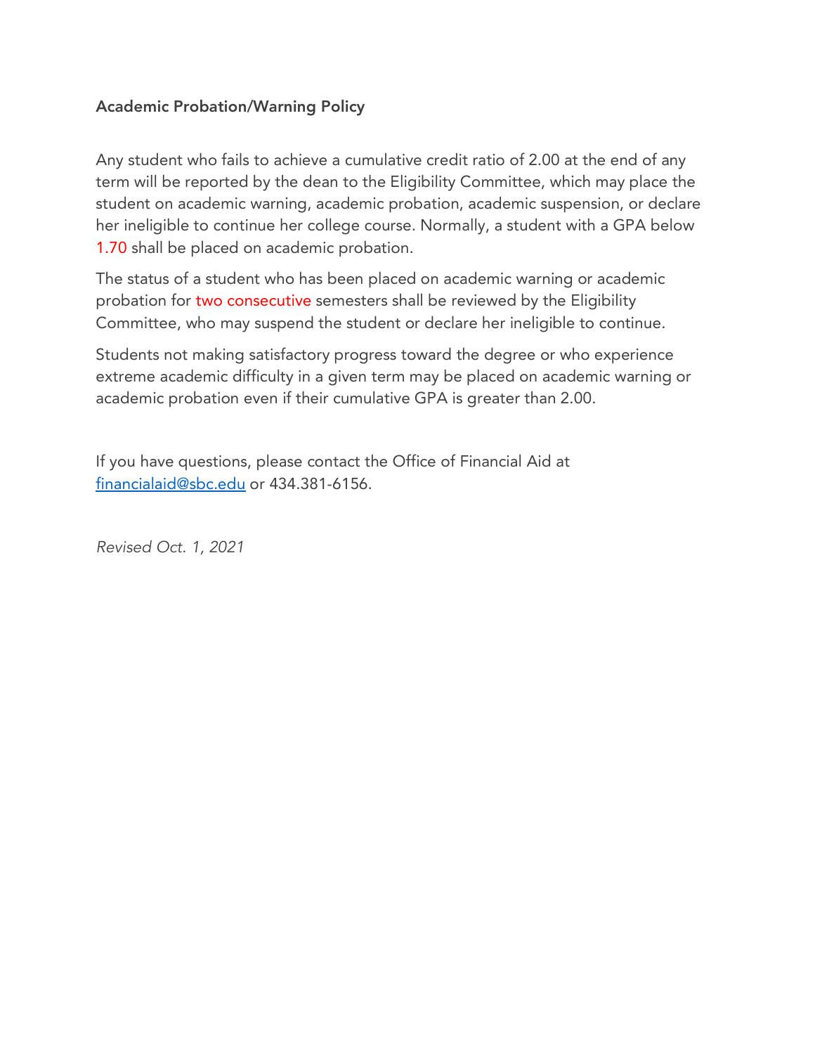**Academic Probation/Warning Policy**

Any student who fails to achieve a cumulative credit ratio of 2.00 at the end of any term will be reported by the dean to the Eligibility Committee, which may place the student on academic warning, academic probation, academic suspension, or declare her ineligible to continue her college course. Normally, a student with a GPA below 1.70 shall be placed on academic probation.

The status of a student who has been placed on academic warning or academic probation for two consecutive semesters shall be reviewed by the Eligibility Committee, who may suspend the student or declare her ineligible to continue.

Students not making satisfactory progress toward the degree or who experience extreme academic difficulty in a given term may be placed on academic warning or academic probation even if their cumulative GPA is greater than 2.00.

If you have questions, please contact the Office of Financial Aid at [financialaid@sbc.edu](mailto:financialaid@sbc.edu) or 434.381-6156.

*Revised Oct. 1, 2021*